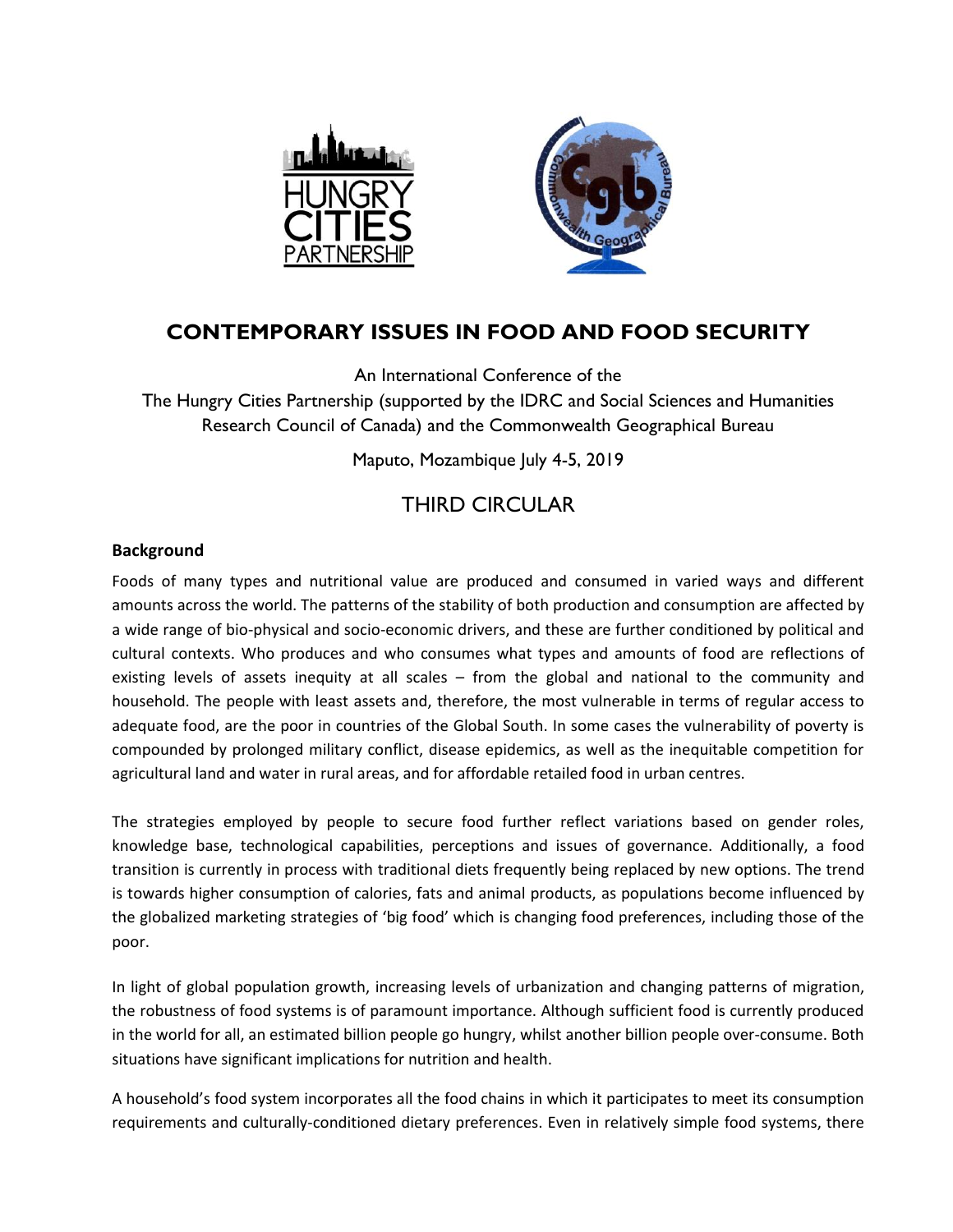# CONTEMPORARY ISSUES IN FOOD AND FOOD SECURITY

An International Conference of the

The Hungry Cities Partnership (supported by the IDRC and Social Sciences and Humanities Research Council of Canada) and the Commonwealth Geographical Bureau

Maputo, Mozambique July 4-5, 2019

## THIRD CIRCULAR

### Background

Foods of many types and nutritional value are produced and consumed in varied ways and different amounts across the world. The patterns of the stability of both production and consumption are affected by a wide range of bio-physical and socio-economic drivers, and these are further conditioned by political and cultural contexts. Who produces and who consumes what types and amounts of food are reflections of existing levels of assets inequity at all scales – from the global and national to the community and household. The people with least assets and, therefore, the most vulnerable in terms of regular access to adequate food, are the poor in countries of the Global South. In some cases the vulnerability of poverty is compounded by prolonged military conflict, disease epidemics, as well as the inequitable competition for agricultural land and water in rural areas, and for affordable retailed food in urban centres.

The strategies employed by people to secure food further reflect variations based on gender roles, knowledge base, technological capabilities, perceptions and issues of governance. Additionally, a food transition is currently in process with traditional diets frequently being replaced by new options. The trend is towards higher consumption of calories, fats and animal products, as populations become influenced by the globalized marketing strategies of 'big food' which is changing food preferences, including those of the poor.

In light of global population growth, increasing levels of urbanization and changing patterns of migration, the robustness of food systems is of paramount importance. Although sufficient food is currently produced in the world for all, an estimated billion people go hungry, whilst another billion people over-consume. Both situations have significant implications for nutrition and health.

A household's food system incorporates all the food chains in which it participates to meet its consumption requirements and culturally-conditioned dietary preferences. Even in relatively simple food systems, there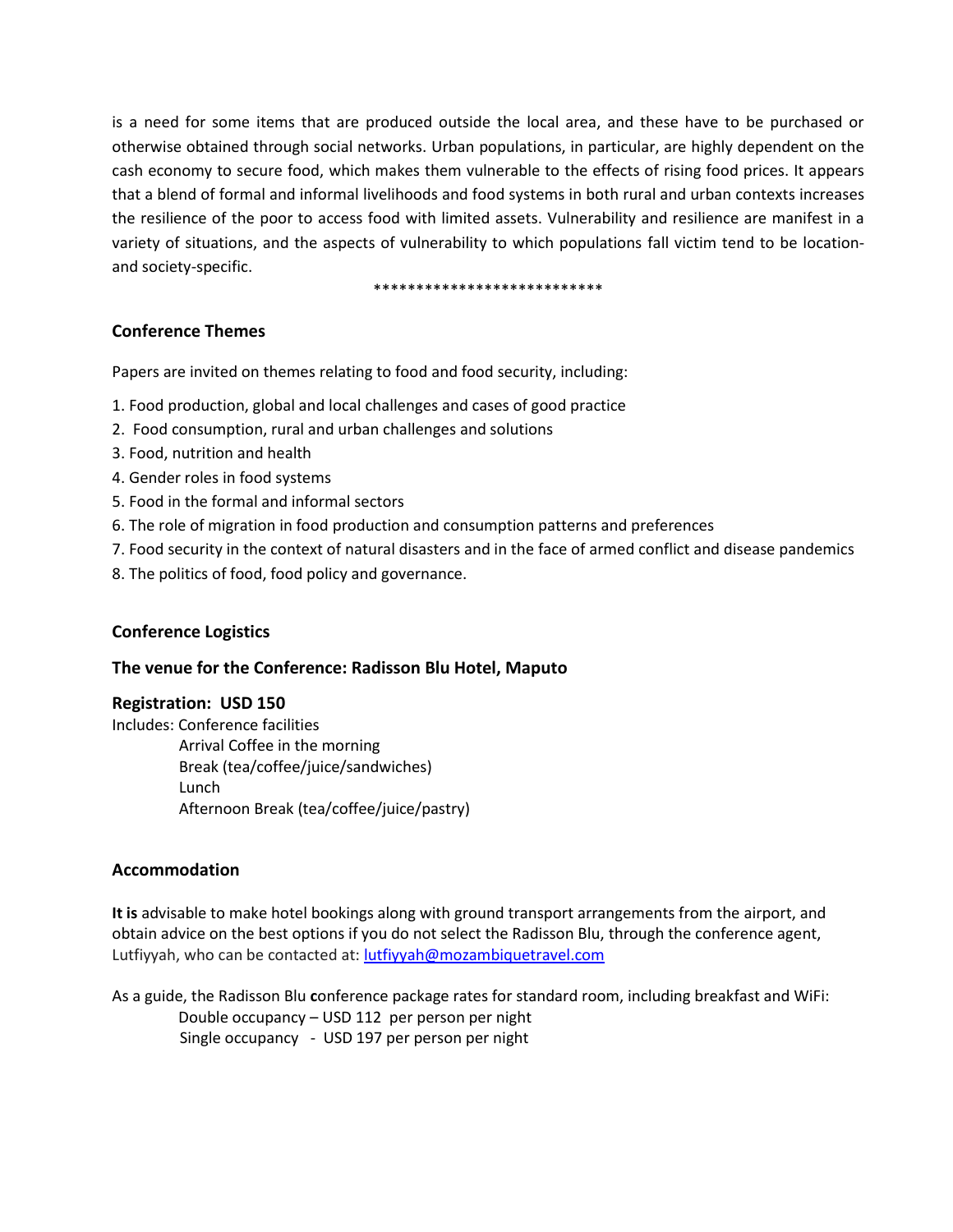is a need for some items that are produced outside the local area, and these have to be purchased or otherwise obtained through social networks. Urban populations, in particular, are highly dependent on the cash economy to secure food, which makes them vulnerable to the effects of rising food prices. It appears that a blend of formal and informal livelihoods and food systems in both rural and urban contexts increases the resilience of the poor to access food with limited assets. Vulnerability and resilience are manifest in a variety of situations, and the aspects of vulnerability to which populations fall victim tend to be location- and society-specific.

***************************

## Conference Themes

Papers are invited on themes relating to food and food security, including:

1. Food production, global and local challenges and cases of good practice
2. Food consumption, rural and urban challenges and solutions
3. Food, nutrition and health
4. Gender roles in food systems
5. Food in the formal and informal sectors
6. The role of migration in food production and consumption patterns and preferences
7. Food security in the context of natural disasters and in the face of armed conflict and disease pandemics
8. The politics of food, food policy and governance.

## Conference Logistics

### The venue for the Conference: Radisson Blu Hotel, Maputo

### Registration: USD 150

Includes: Conference facilities
- Arrival Coffee in the morning
- Break (tea/coffee/juice/sandwiches)
- Lunch
- Afternoon Break (tea/coffee/juice/pastry)

## Accommodation

**It is** advisable to make hotel bookings along with ground transport arrangements from the airport, and obtain advice on the best options if you do not select the Radisson Blu, through the conference agent, Lutfiyyah, who can be contacted at: lutfiyyah@mozambiquetravel.com

As a guide, the Radisson Blu **c**onference package rates for standard room, including breakfast and WiFi:

- Double occupancy – USD 112 per person per night
- Single occupancy - USD 197 per person per night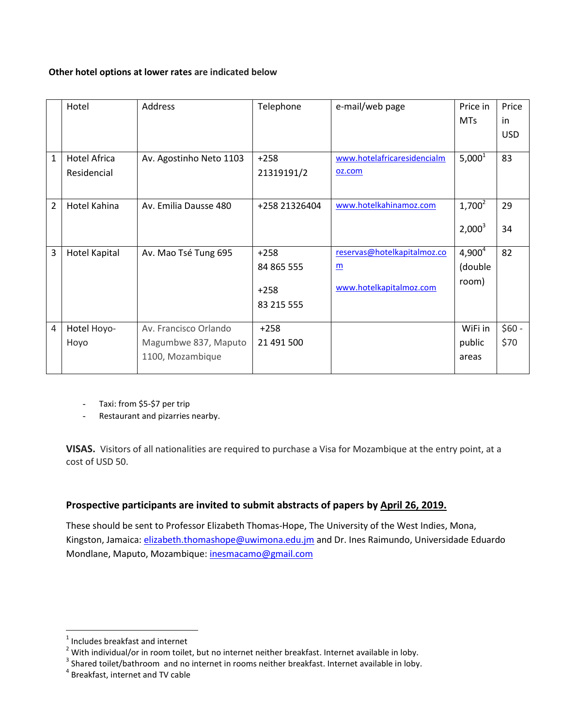**Other hotel options at lower rates are indicated below**

| | Hotel | Address | Telephone | e-mail/web page | Price in MTs | Price in USD |
|---|---|---|---|---|---|---|
| 1 | Hotel Africa Residencial | Av. Agostinho Neto 1103 | +258 21319191/2 | www.hotelafricaresidencialmoz.com | 5,000[1] | 83 |
| 2 | Hotel Kahina | Av. Emilia Dausse 480 | +258 21326404 | www.hotelkahinamoz.com | 1,700[2]<br>2,000[3] | 29<br>34 |
| 3 | Hotel Kapital | Av. Mao Tsé Tung 695 | +258 84 865 555<br>+258 83 215 555 | reservas@hotelkapitalmoz.com<br>www.hotelkapitalmoz.com | 4,900[4] (double room) | 82 |
| 4 | Hotel Hoyo-Hoyo | Av. Francisco Orlando Magumbwe 837, Maputo 1100, Mozambique | +258 21 491 500 | | WiFi in public areas | $60 - $70 |

- Taxi: from $5-$7 per trip
- Restaurant and pizarries nearby.

**VISAS.** Visitors of all nationalities are required to purchase a Visa for Mozambique at the entry point, at a cost of USD 50.

**Prospective participants are invited to submit abstracts of papers by April 26, 2019.**

These should be sent to Professor Elizabeth Thomas-Hope, The University of the West Indies, Mona, Kingston, Jamaica: elizabeth.thomashope@uwimona.edu.jm and Dr. Ines Raimundo, Universidade Eduardo Mondlane, Maputo, Mozambique: inesmacamo@gmail.com

---

[1] Includes breakfast and internet
[2] With individual/or in room toilet, but no internet neither breakfast. Internet available in loby.
[3] Shared toilet/bathroom and no internet in rooms neither breakfast. Internet available in loby.
[4] Breakfast, internet and TV cable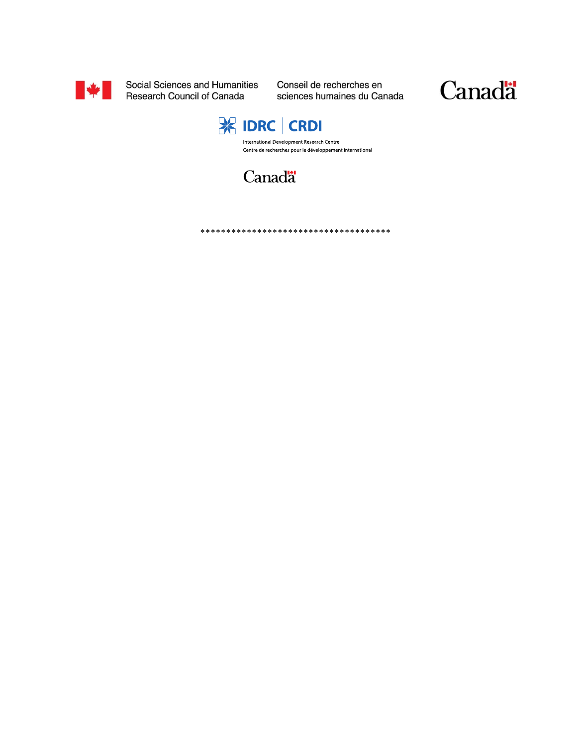Social Sciences and Humanities Research Council of Canada

Conseil de recherches en sciences humaines du Canada

Canada

IDRC | CRDI

International Development Research Centre

Centre de recherches pour le développement international

Canada

*************************************